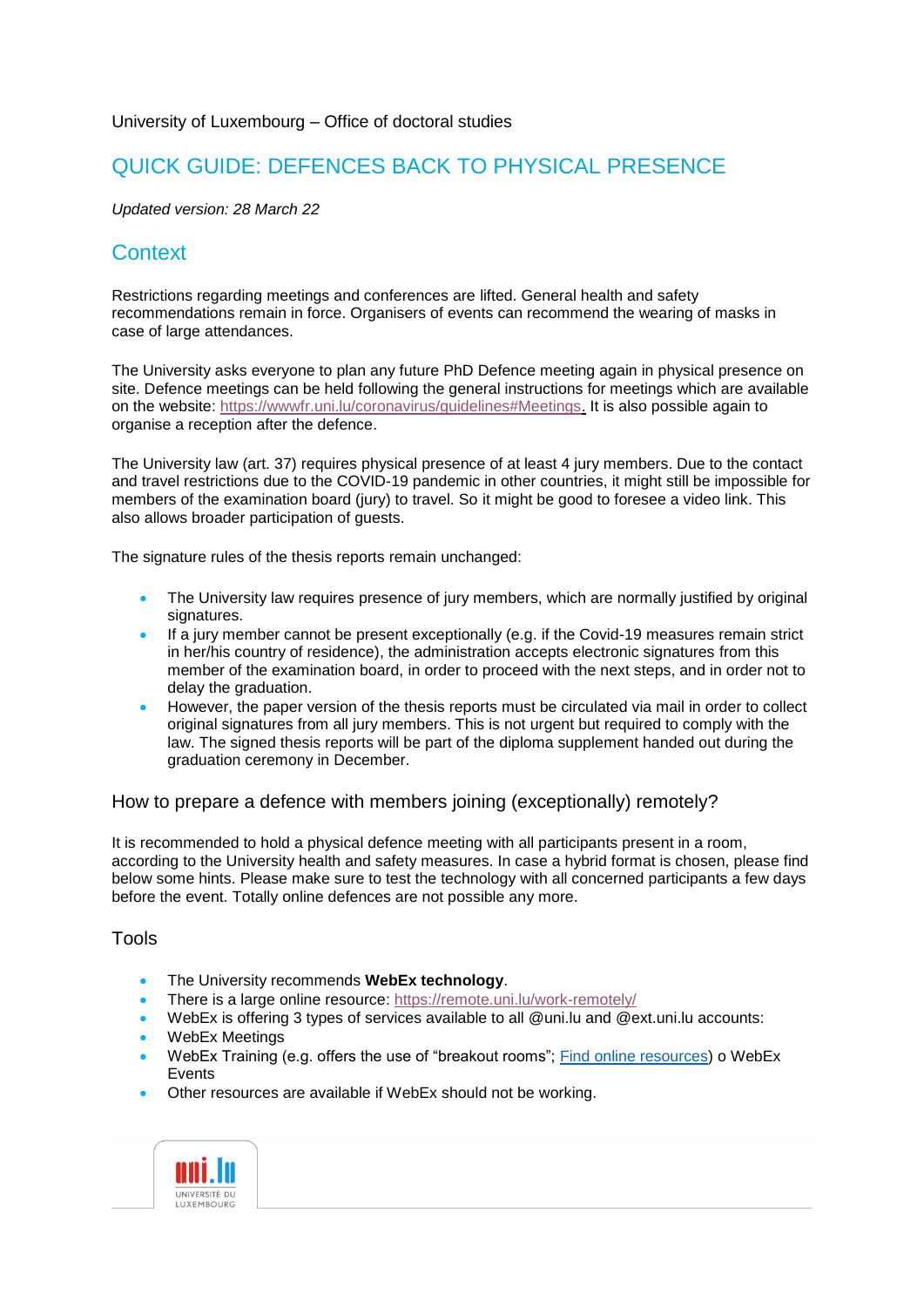University of Luxembourg – Office of doctoral studies

# QUICK GUIDE: DEFENCES BACK TO PHYSICAL PRESENCE

*Updated version: 28 March 22*

## Context

Restrictions regarding meetings and conferences are lifted. General health and safety recommendations remain in force. Organisers of events can recommend the wearing of masks in case of large attendances.

The University asks everyone to plan any future PhD Defence meeting again in physical presence on site. Defence meetings can be held following the general instructions for meetings which are available on the website: [https://wwwfr.uni.lu/coronavirus/guidelines#Meetings](https://wwwfr.uni.lu/coronavirus/guidelines#Meetings). It is also possible again to organise a reception after the defence.

The University law (art. 37) requires physical presence of at least 4 jury members. Due to the contact and travel restrictions due to the COVID-19 pandemic in other countries, it might still be impossible for members of the examination board (jury) to travel. So it might be good to foresee a video link. This also allows broader participation of guests.

The signature rules of the thesis reports remain unchanged:

- The University law requires presence of jury members, which are normally justified by original signatures.
- If a jury member cannot be present exceptionally (e.g. if the Covid-19 measures remain strict in her/his country of residence), the administration accepts electronic signatures from this member of the examination board, in order to proceed with the next steps, and in order not to delay the graduation.
- However, the paper version of the thesis reports must be circulated via mail in order to collect original signatures from all jury members. This is not urgent but required to comply with the law. The signed thesis reports will be part of the diploma supplement handed out during the graduation ceremony in December.

### How to prepare a defence with members joining (exceptionally) remotely?

It is recommended to hold a physical defence meeting with all participants present in a room, according to the University health and safety measures. In case a hybrid format is chosen, please find below some hints. Please make sure to test the technology with all concerned participants a few days before the event. Totally online defences are not possible any more.

### Tools

- The University recommends **WebEx technology**.
- There is a large online resource: [https://remote.uni.lu/work-remotely/](https://remote.uni.lu/work-remotely/)
- WebEx is offering 3 types of services available to all @uni.lu and @ext.uni.lu accounts:
- WebEx Meetings
- WebEx Training (e.g. offers the use of "breakout rooms"; Find online resources) o WebEx Events
- Other resources are available if WebEx should not be working.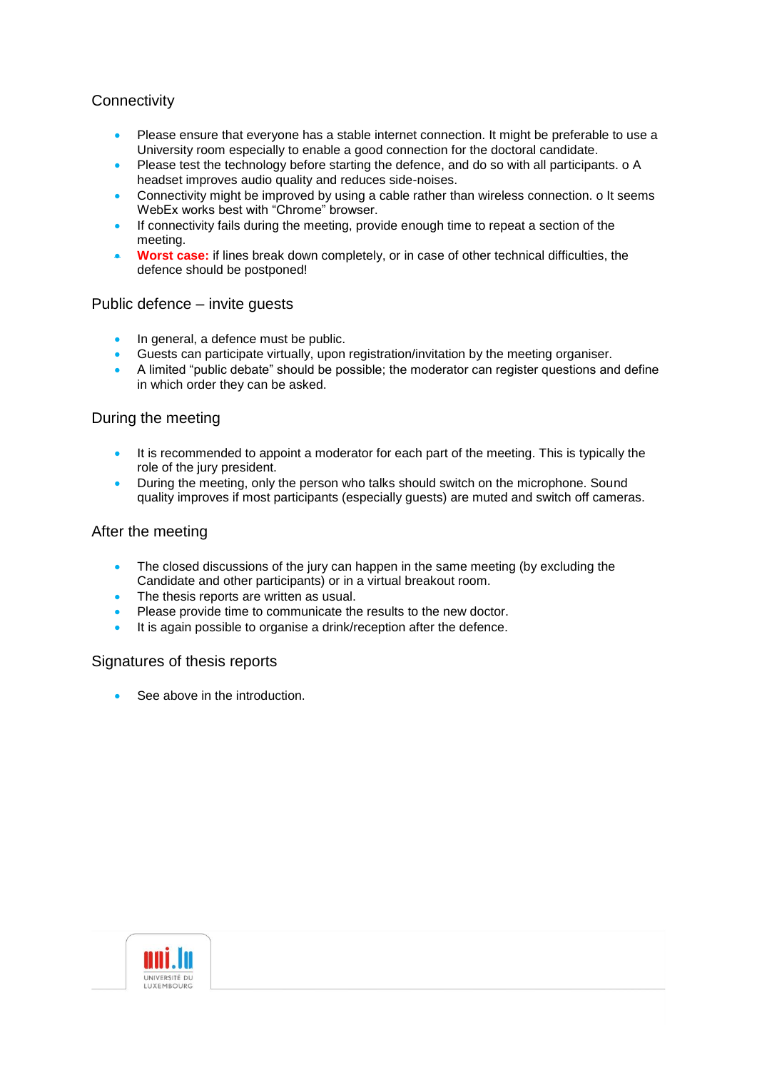## Connectivity

- Please ensure that everyone has a stable internet connection. It might be preferable to use a University room especially to enable a good connection for the doctoral candidate.
- Please test the technology before starting the defence, and do so with all participants. o A headset improves audio quality and reduces side-noises.
- Connectivity might be improved by using a cable rather than wireless connection. o It seems WebEx works best with "Chrome" browser.
- If connectivity fails during the meeting, provide enough time to repeat a section of the meeting.
- **Worst case:** if lines break down completely, or in case of other technical difficulties, the defence should be postponed!

## Public defence – invite guests

- In general, a defence must be public.
- Guests can participate virtually, upon registration/invitation by the meeting organiser.
- A limited "public debate" should be possible; the moderator can register questions and define in which order they can be asked.

## During the meeting

- It is recommended to appoint a moderator for each part of the meeting. This is typically the role of the jury president.
- During the meeting, only the person who talks should switch on the microphone. Sound quality improves if most participants (especially guests) are muted and switch off cameras.

## After the meeting

- The closed discussions of the jury can happen in the same meeting (by excluding the Candidate and other participants) or in a virtual breakout room.
- The thesis reports are written as usual.
- Please provide time to communicate the results to the new doctor.
- It is again possible to organise a drink/reception after the defence.

## Signatures of thesis reports

- See above in the introduction.